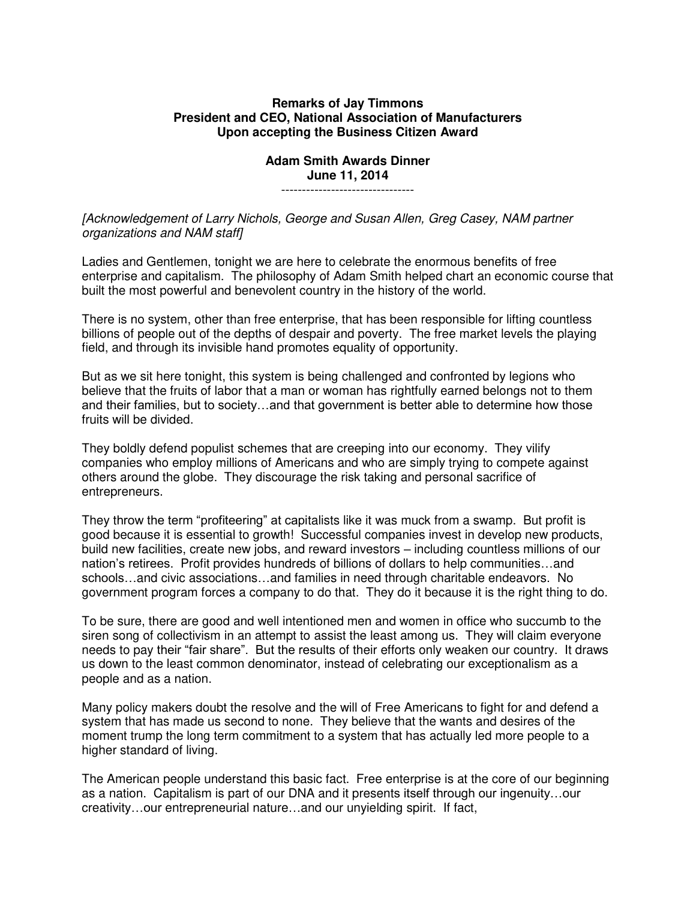**Remarks of Jay Timmons**
**President and CEO, National Association of Manufacturers**
**Upon accepting the Business Citizen Award**

**Adam Smith Awards Dinner**
**June 11, 2014**

--------------------------------

*[Acknowledgement of Larry Nichols, George and Susan Allen, Greg Casey, NAM partner organizations and NAM staff]*

Ladies and Gentlemen, tonight we are here to celebrate the enormous benefits of free enterprise and capitalism. The philosophy of Adam Smith helped chart an economic course that built the most powerful and benevolent country in the history of the world.

There is no system, other than free enterprise, that has been responsible for lifting countless billions of people out of the depths of despair and poverty. The free market levels the playing field, and through its invisible hand promotes equality of opportunity.

But as we sit here tonight, this system is being challenged and confronted by legions who believe that the fruits of labor that a man or woman has rightfully earned belongs not to them and their families, but to society…and that government is better able to determine how those fruits will be divided.

They boldly defend populist schemes that are creeping into our economy. They vilify companies who employ millions of Americans and who are simply trying to compete against others around the globe. They discourage the risk taking and personal sacrifice of entrepreneurs.

They throw the term "profiteering" at capitalists like it was muck from a swamp. But profit is good because it is essential to growth! Successful companies invest in develop new products, build new facilities, create new jobs, and reward investors – including countless millions of our nation's retirees. Profit provides hundreds of billions of dollars to help communities…and schools…and civic associations…and families in need through charitable endeavors. No government program forces a company to do that. They do it because it is the right thing to do.

To be sure, there are good and well intentioned men and women in office who succumb to the siren song of collectivism in an attempt to assist the least among us. They will claim everyone needs to pay their "fair share". But the results of their efforts only weaken our country. It draws us down to the least common denominator, instead of celebrating our exceptionalism as a people and as a nation.

Many policy makers doubt the resolve and the will of Free Americans to fight for and defend a system that has made us second to none. They believe that the wants and desires of the moment trump the long term commitment to a system that has actually led more people to a higher standard of living.

The American people understand this basic fact. Free enterprise is at the core of our beginning as a nation. Capitalism is part of our DNA and it presents itself through our ingenuity…our creativity…our entrepreneurial nature…and our unyielding spirit. If fact,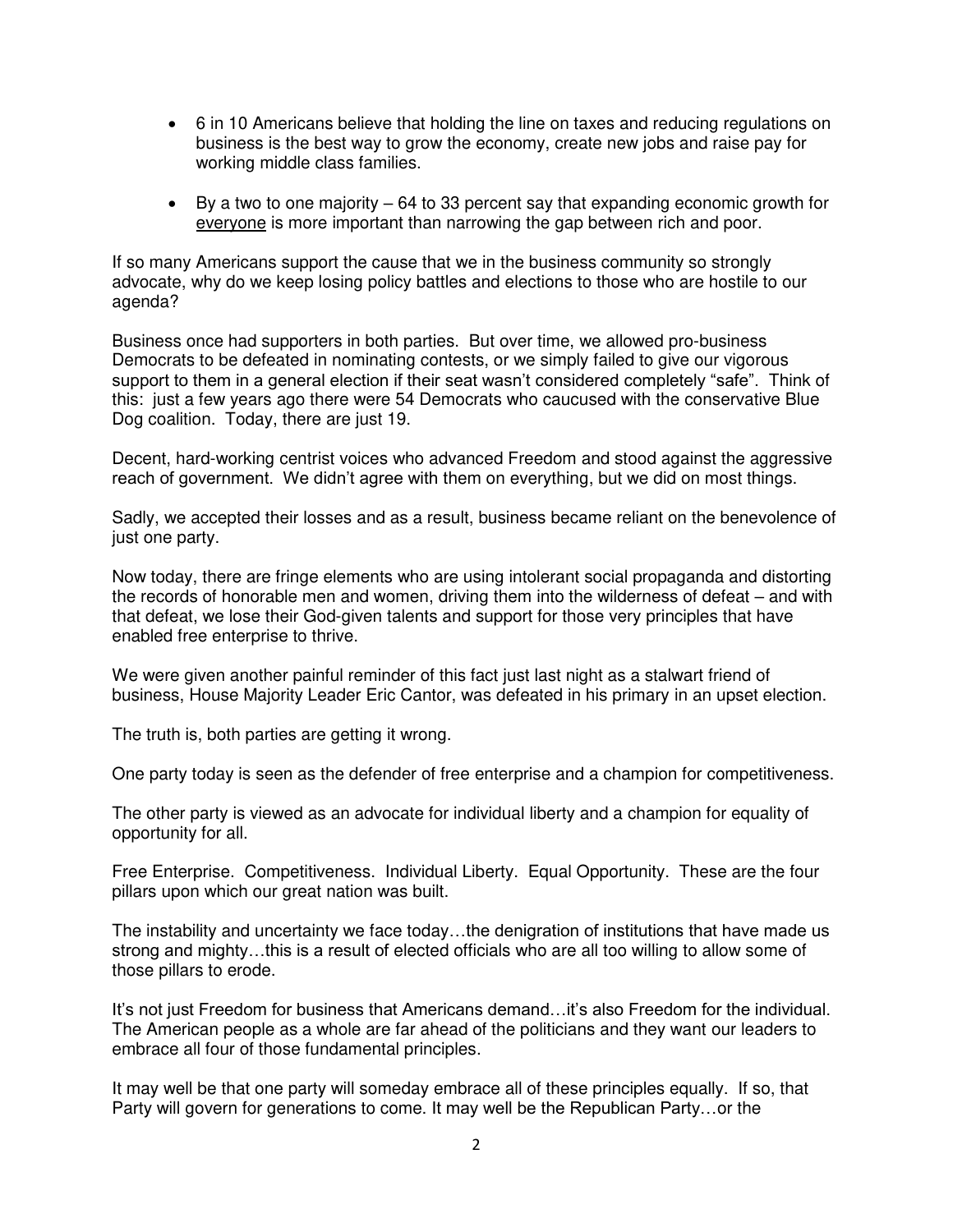- 6 in 10 Americans believe that holding the line on taxes and reducing regulations on business is the best way to grow the economy, create new jobs and raise pay for working middle class families.

- By a two to one majority – 64 to 33 percent say that expanding economic growth for <u>everyone</u> is more important than narrowing the gap between rich and poor.

If so many Americans support the cause that we in the business community so strongly advocate, why do we keep losing policy battles and elections to those who are hostile to our agenda?

Business once had supporters in both parties. But over time, we allowed pro-business Democrats to be defeated in nominating contests, or we simply failed to give our vigorous support to them in a general election if their seat wasn't considered completely "safe". Think of this: just a few years ago there were 54 Democrats who caucused with the conservative Blue Dog coalition. Today, there are just 19.

Decent, hard-working centrist voices who advanced Freedom and stood against the aggressive reach of government. We didn't agree with them on everything, but we did on most things.

Sadly, we accepted their losses and as a result, business became reliant on the benevolence of just one party.

Now today, there are fringe elements who are using intolerant social propaganda and distorting the records of honorable men and women, driving them into the wilderness of defeat – and with that defeat, we lose their God-given talents and support for those very principles that have enabled free enterprise to thrive.

We were given another painful reminder of this fact just last night as a stalwart friend of business, House Majority Leader Eric Cantor, was defeated in his primary in an upset election.

The truth is, both parties are getting it wrong.

One party today is seen as the defender of free enterprise and a champion for competitiveness.

The other party is viewed as an advocate for individual liberty and a champion for equality of opportunity for all.

Free Enterprise. Competitiveness. Individual Liberty. Equal Opportunity. These are the four pillars upon which our great nation was built.

The instability and uncertainty we face today…the denigration of institutions that have made us strong and mighty…this is a result of elected officials who are all too willing to allow some of those pillars to erode.

It's not just Freedom for business that Americans demand…it's also Freedom for the individual. The American people as a whole are far ahead of the politicians and they want our leaders to embrace all four of those fundamental principles.

It may well be that one party will someday embrace all of these principles equally. If so, that Party will govern for generations to come. It may well be the Republican Party…or the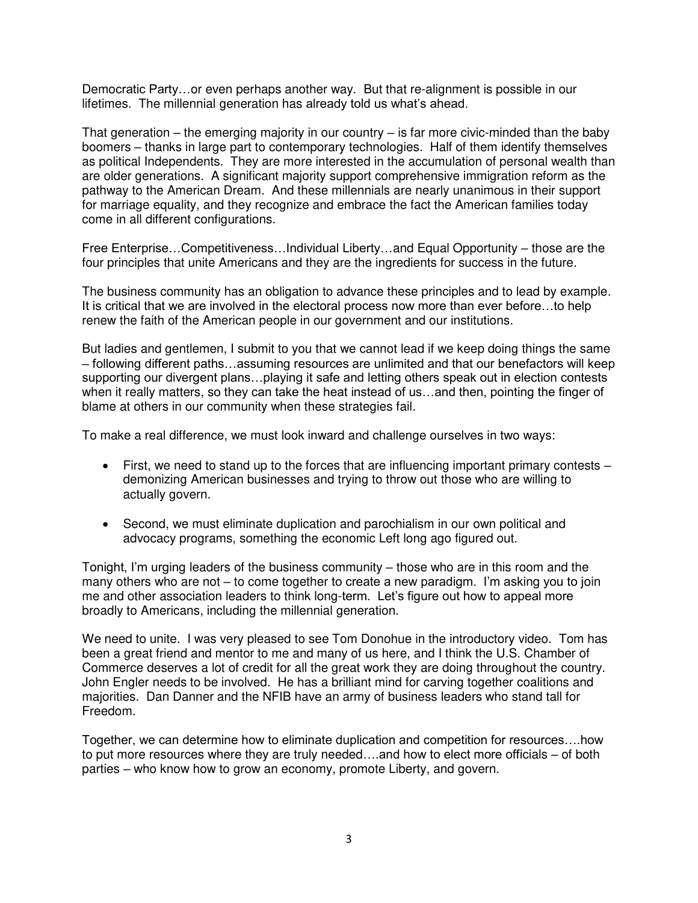Democratic Party…or even perhaps another way. But that re-alignment is possible in our lifetimes. The millennial generation has already told us what's ahead.

That generation – the emerging majority in our country – is far more civic-minded than the baby boomers – thanks in large part to contemporary technologies. Half of them identify themselves as political Independents. They are more interested in the accumulation of personal wealth than are older generations. A significant majority support comprehensive immigration reform as the pathway to the American Dream. And these millennials are nearly unanimous in their support for marriage equality, and they recognize and embrace the fact the American families today come in all different configurations.

Free Enterprise…Competitiveness…Individual Liberty…and Equal Opportunity – those are the four principles that unite Americans and they are the ingredients for success in the future.

The business community has an obligation to advance these principles and to lead by example. It is critical that we are involved in the electoral process now more than ever before…to help renew the faith of the American people in our government and our institutions.

But ladies and gentlemen, I submit to you that we cannot lead if we keep doing things the same – following different paths…assuming resources are unlimited and that our benefactors will keep supporting our divergent plans…playing it safe and letting others speak out in election contests when it really matters, so they can take the heat instead of us…and then, pointing the finger of blame at others in our community when these strategies fail.

To make a real difference, we must look inward and challenge ourselves in two ways:

- First, we need to stand up to the forces that are influencing important primary contests – demonizing American businesses and trying to throw out those who are willing to actually govern.

- Second, we must eliminate duplication and parochialism in our own political and advocacy programs, something the economic Left long ago figured out.

Tonight, I'm urging leaders of the business community – those who are in this room and the many others who are not – to come together to create a new paradigm. I'm asking you to join me and other association leaders to think long-term. Let's figure out how to appeal more broadly to Americans, including the millennial generation.

We need to unite. I was very pleased to see Tom Donohue in the introductory video. Tom has been a great friend and mentor to me and many of us here, and I think the U.S. Chamber of Commerce deserves a lot of credit for all the great work they are doing throughout the country. John Engler needs to be involved. He has a brilliant mind for carving together coalitions and majorities. Dan Danner and the NFIB have an army of business leaders who stand tall for Freedom.

Together, we can determine how to eliminate duplication and competition for resources….how to put more resources where they are truly needed….and how to elect more officials – of both parties – who know how to grow an economy, promote Liberty, and govern.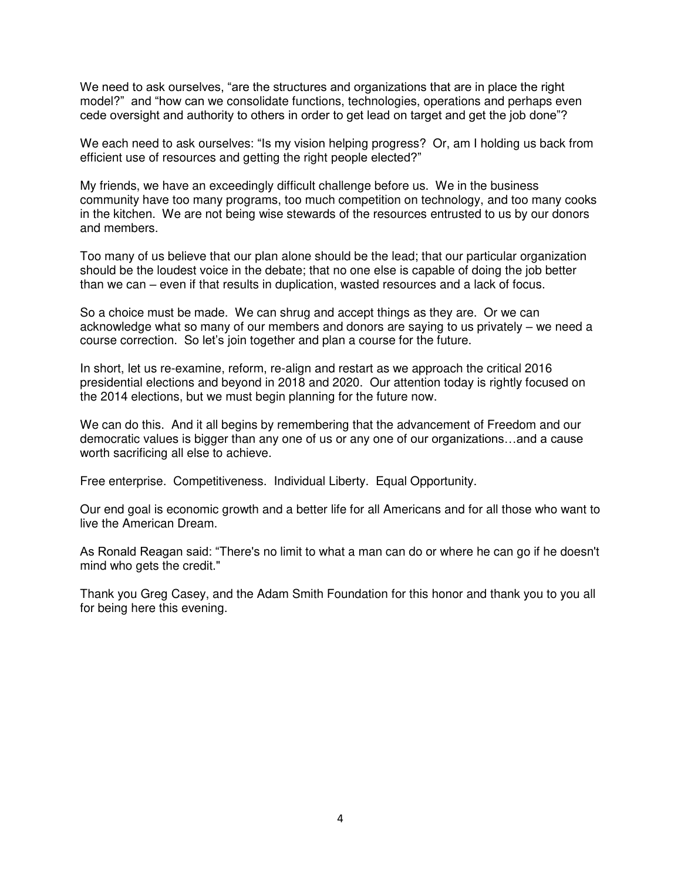We need to ask ourselves, "are the structures and organizations that are in place the right model?" and "how can we consolidate functions, technologies, operations and perhaps even cede oversight and authority to others in order to get lead on target and get the job done"?

We each need to ask ourselves: "Is my vision helping progress? Or, am I holding us back from efficient use of resources and getting the right people elected?"

My friends, we have an exceedingly difficult challenge before us. We in the business community have too many programs, too much competition on technology, and too many cooks in the kitchen. We are not being wise stewards of the resources entrusted to us by our donors and members.

Too many of us believe that our plan alone should be the lead; that our particular organization should be the loudest voice in the debate; that no one else is capable of doing the job better than we can – even if that results in duplication, wasted resources and a lack of focus.

So a choice must be made. We can shrug and accept things as they are. Or we can acknowledge what so many of our members and donors are saying to us privately – we need a course correction. So let's join together and plan a course for the future.

In short, let us re-examine, reform, re-align and restart as we approach the critical 2016 presidential elections and beyond in 2018 and 2020. Our attention today is rightly focused on the 2014 elections, but we must begin planning for the future now.

We can do this. And it all begins by remembering that the advancement of Freedom and our democratic values is bigger than any one of us or any one of our organizations…and a cause worth sacrificing all else to achieve.

Free enterprise. Competitiveness. Individual Liberty. Equal Opportunity.

Our end goal is economic growth and a better life for all Americans and for all those who want to live the American Dream.

As Ronald Reagan said: "There's no limit to what a man can do or where he can go if he doesn't mind who gets the credit."

Thank you Greg Casey, and the Adam Smith Foundation for this honor and thank you to you all for being here this evening.